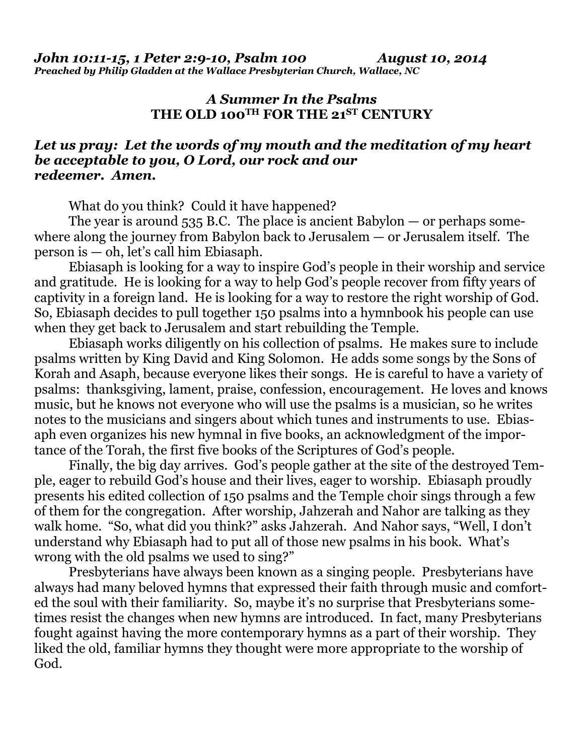***John 10:11-15, 1 Peter 2:9-10, Psalm 100 August 10, 2014***
***Preached by Philip Gladden at the Wallace Presbyterian Church, Wallace, NC***

## *A Summer In the Psalms*
## THE OLD 100TH FOR THE 21ST CENTURY

***Let us pray: Let the words of my mouth and the meditation of my heart be acceptable to you, O Lord, our rock and our redeemer. Amen.***

What do you think? Could it have happened?

The year is around 535 B.C. The place is ancient Babylon — or perhaps somewhere along the journey from Babylon back to Jerusalem — or Jerusalem itself. The person is — oh, let's call him Ebiasaph.

Ebiasaph is looking for a way to inspire God's people in their worship and service and gratitude. He is looking for a way to help God's people recover from fifty years of captivity in a foreign land. He is looking for a way to restore the right worship of God. So, Ebiasaph decides to pull together 150 psalms into a hymnbook his people can use when they get back to Jerusalem and start rebuilding the Temple.

Ebiasaph works diligently on his collection of psalms. He makes sure to include psalms written by King David and King Solomon. He adds some songs by the Sons of Korah and Asaph, because everyone likes their songs. He is careful to have a variety of psalms: thanksgiving, lament, praise, confession, encouragement. He loves and knows music, but he knows not everyone who will use the psalms is a musician, so he writes notes to the musicians and singers about which tunes and instruments to use. Ebiasaph even organizes his new hymnal in five books, an acknowledgment of the importance of the Torah, the first five books of the Scriptures of God's people.

Finally, the big day arrives. God's people gather at the site of the destroyed Temple, eager to rebuild God's house and their lives, eager to worship. Ebiasaph proudly presents his edited collection of 150 psalms and the Temple choir sings through a few of them for the congregation. After worship, Jahzerah and Nahor are talking as they walk home. "So, what did you think?" asks Jahzerah. And Nahor says, "Well, I don't understand why Ebiasaph had to put all of those new psalms in his book. What's wrong with the old psalms we used to sing?"

Presbyterians have always been known as a singing people. Presbyterians have always had many beloved hymns that expressed their faith through music and comforted the soul with their familiarity. So, maybe it's no surprise that Presbyterians sometimes resist the changes when new hymns are introduced. In fact, many Presbyterians fought against having the more contemporary hymns as a part of their worship. They liked the old, familiar hymns they thought were more appropriate to the worship of God.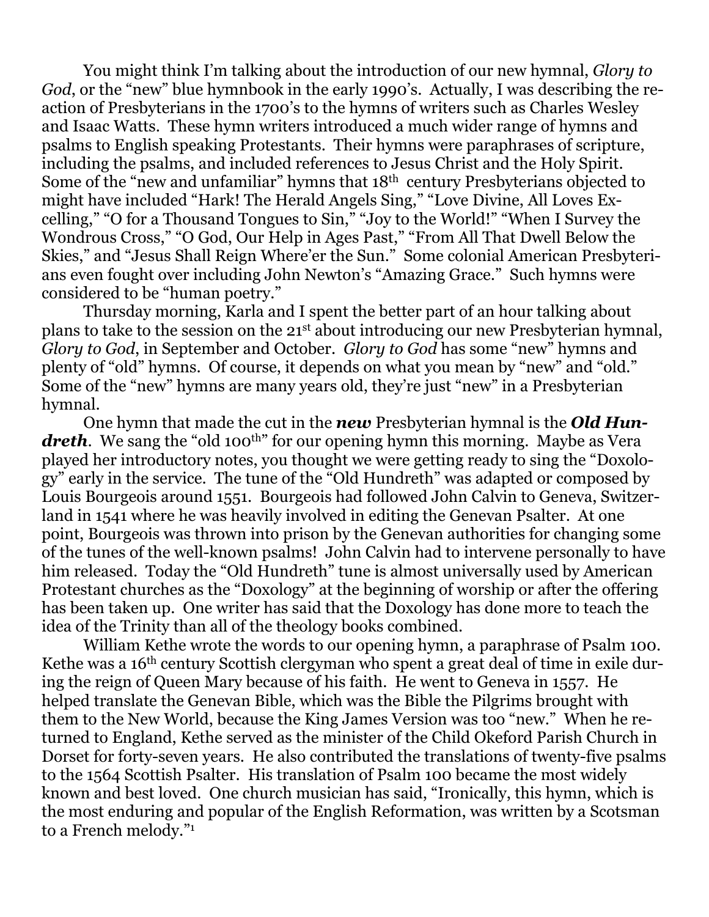You might think I'm talking about the introduction of our new hymnal, *Glory to God*, or the "new" blue hymnbook in the early 1990's. Actually, I was describing the reaction of Presbyterians in the 1700's to the hymns of writers such as Charles Wesley and Isaac Watts. These hymn writers introduced a much wider range of hymns and psalms to English speaking Protestants. Their hymns were paraphrases of scripture, including the psalms, and included references to Jesus Christ and the Holy Spirit. Some of the "new and unfamiliar" hymns that 18th century Presbyterians objected to might have included "Hark! The Herald Angels Sing," "Love Divine, All Loves Excelling," "O for a Thousand Tongues to Sin," "Joy to the World!" "When I Survey the Wondrous Cross," "O God, Our Help in Ages Past," "From All That Dwell Below the Skies," and "Jesus Shall Reign Where'er the Sun." Some colonial American Presbyterians even fought over including John Newton's "Amazing Grace." Such hymns were considered to be "human poetry."

Thursday morning, Karla and I spent the better part of an hour talking about plans to take to the session on the 21st about introducing our new Presbyterian hymnal, *Glory to God*, in September and October. *Glory to God* has some "new" hymns and plenty of "old" hymns. Of course, it depends on what you mean by "new" and "old." Some of the "new" hymns are many years old, they're just "new" in a Presbyterian hymnal.

One hymn that made the cut in the ***new*** Presbyterian hymnal is the ***Old Hundreth***. We sang the "old 100th" for our opening hymn this morning. Maybe as Vera played her introductory notes, you thought we were getting ready to sing the "Doxology" early in the service. The tune of the "Old Hundreth" was adapted or composed by Louis Bourgeois around 1551. Bourgeois had followed John Calvin to Geneva, Switzerland in 1541 where he was heavily involved in editing the Genevan Psalter. At one point, Bourgeois was thrown into prison by the Genevan authorities for changing some of the tunes of the well-known psalms! John Calvin had to intervene personally to have him released. Today the "Old Hundreth" tune is almost universally used by American Protestant churches as the "Doxology" at the beginning of worship or after the offering has been taken up. One writer has said that the Doxology has done more to teach the idea of the Trinity than all of the theology books combined.

William Kethe wrote the words to our opening hymn, a paraphrase of Psalm 100. Kethe was a 16th century Scottish clergyman who spent a great deal of time in exile during the reign of Queen Mary because of his faith. He went to Geneva in 1557. He helped translate the Genevan Bible, which was the Bible the Pilgrims brought with them to the New World, because the King James Version was too "new." When he returned to England, Kethe served as the minister of the Child Okeford Parish Church in Dorset for forty-seven years. He also contributed the translations of twenty-five psalms to the 1564 Scottish Psalter. His translation of Psalm 100 became the most widely known and best loved. One church musician has said, "Ironically, this hymn, which is the most enduring and popular of the English Reformation, was written by a Scotsman to a French melody."[1]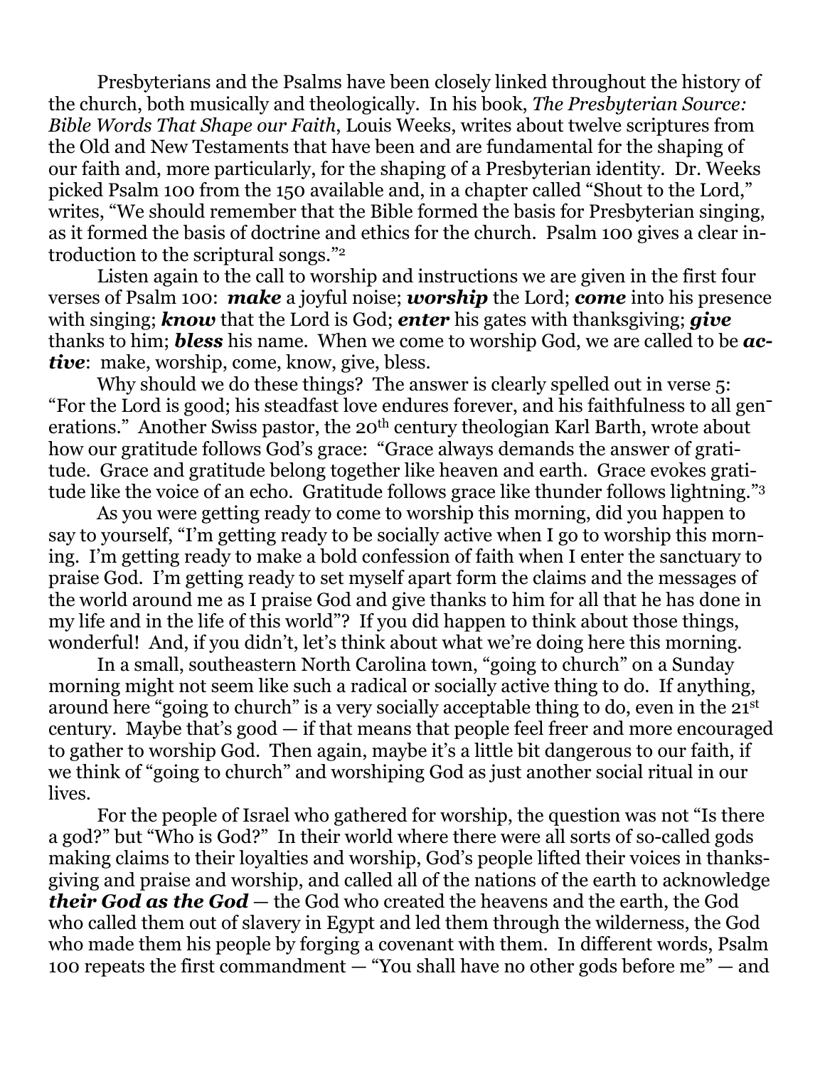Presbyterians and the Psalms have been closely linked throughout the history of the church, both musically and theologically. In his book, *The Presbyterian Source: Bible Words That Shape our Faith*, Louis Weeks, writes about twelve scriptures from the Old and New Testaments that have been and are fundamental for the shaping of our faith and, more particularly, for the shaping of a Presbyterian identity. Dr. Weeks picked Psalm 100 from the 150 available and, in a chapter called "Shout to the Lord," writes, "We should remember that the Bible formed the basis for Presbyterian singing, as it formed the basis of doctrine and ethics for the church. Psalm 100 gives a clear introduction to the scriptural songs."[2]

Listen again to the call to worship and instructions we are given in the first four verses of Psalm 100: ***make*** a joyful noise; ***worship*** the Lord; ***come*** into his presence with singing; ***know*** that the Lord is God; ***enter*** his gates with thanksgiving; ***give*** thanks to him; ***bless*** his name. When we come to worship God, we are called to be ***active***: make, worship, come, know, give, bless.

Why should we do these things? The answer is clearly spelled out in verse 5: "For the Lord is good; his steadfast love endures forever, and his faithfulness to all generations." Another Swiss pastor, the 20th century theologian Karl Barth, wrote about how our gratitude follows God's grace: "Grace always demands the answer of gratitude. Grace and gratitude belong together like heaven and earth. Grace evokes gratitude like the voice of an echo. Gratitude follows grace like thunder follows lightning."[3]

As you were getting ready to come to worship this morning, did you happen to say to yourself, "I'm getting ready to be socially active when I go to worship this morning. I'm getting ready to make a bold confession of faith when I enter the sanctuary to praise God. I'm getting ready to set myself apart form the claims and the messages of the world around me as I praise God and give thanks to him for all that he has done in my life and in the life of this world"? If you did happen to think about those things, wonderful! And, if you didn't, let's think about what we're doing here this morning.

In a small, southeastern North Carolina town, "going to church" on a Sunday morning might not seem like such a radical or socially active thing to do. If anything, around here "going to church" is a very socially acceptable thing to do, even in the 21st century. Maybe that's good — if that means that people feel freer and more encouraged to gather to worship God. Then again, maybe it's a little bit dangerous to our faith, if we think of "going to church" and worshiping God as just another social ritual in our lives.

For the people of Israel who gathered for worship, the question was not "Is there a god?" but "Who is God?" In their world where there were all sorts of so-called gods making claims to their loyalties and worship, God's people lifted their voices in thanksgiving and praise and worship, and called all of the nations of the earth to acknowledge ***their God as the God*** — the God who created the heavens and the earth, the God who called them out of slavery in Egypt and led them through the wilderness, the God who made them his people by forging a covenant with them. In different words, Psalm 100 repeats the first commandment — "You shall have no other gods before me" — and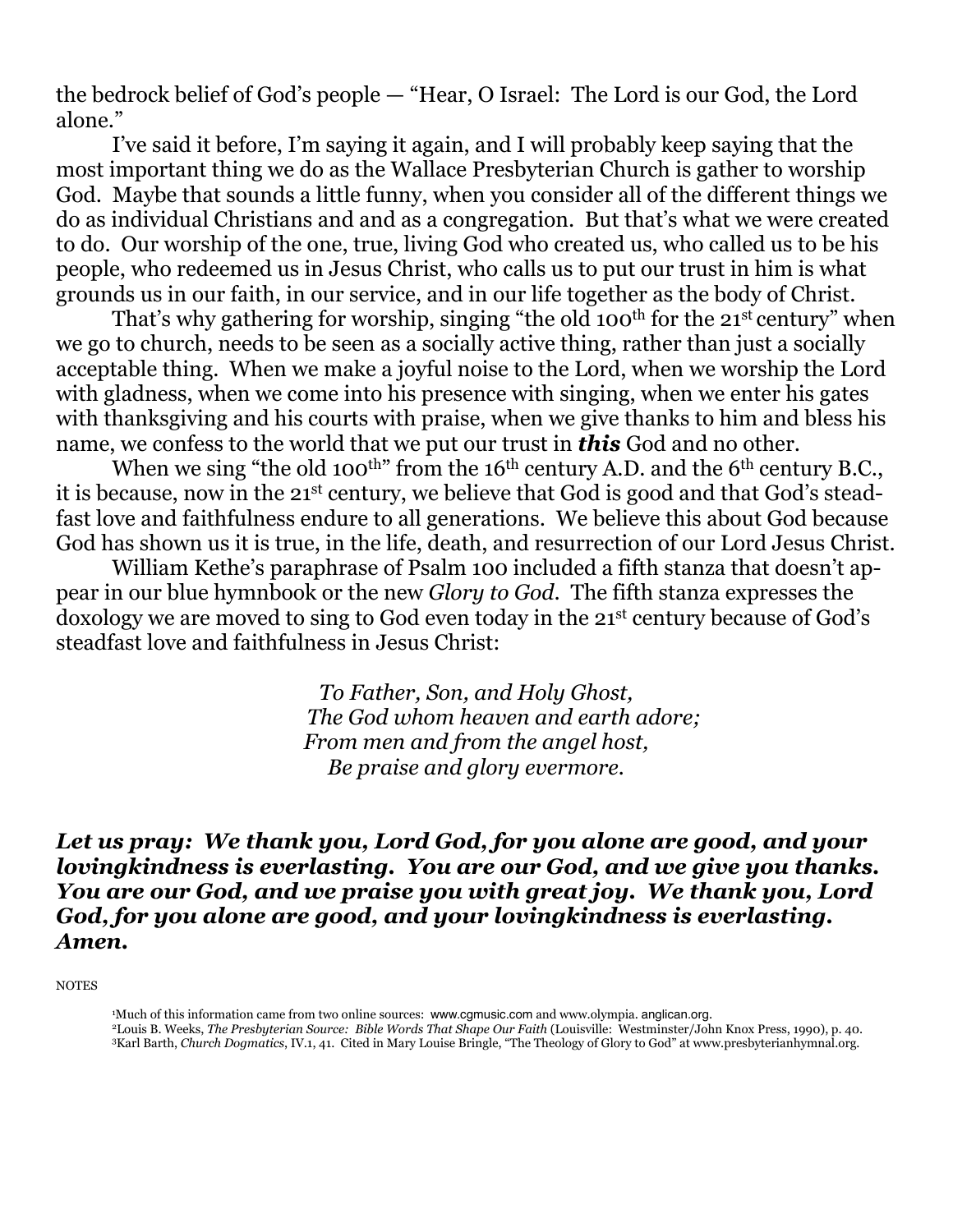the bedrock belief of God's people — "Hear, O Israel: The Lord is our God, the Lord alone."

I've said it before, I'm saying it again, and I will probably keep saying that the most important thing we do as the Wallace Presbyterian Church is gather to worship God. Maybe that sounds a little funny, when you consider all of the different things we do as individual Christians and and as a congregation. But that's what we were created to do. Our worship of the one, true, living God who created us, who called us to be his people, who redeemed us in Jesus Christ, who calls us to put our trust in him is what grounds us in our faith, in our service, and in our life together as the body of Christ.

That's why gathering for worship, singing "the old 100th for the 21st century" when we go to church, needs to be seen as a socially active thing, rather than just a socially acceptable thing. When we make a joyful noise to the Lord, when we worship the Lord with gladness, when we come into his presence with singing, when we enter his gates with thanksgiving and his courts with praise, when we give thanks to him and bless his name, we confess to the world that we put our trust in ***this*** God and no other.

When we sing "the old 100th" from the 16th century A.D. and the 6th century B.C., it is because, now in the 21st century, we believe that God is good and that God's steadfast love and faithfulness endure to all generations. We believe this about God because God has shown us it is true, in the life, death, and resurrection of our Lord Jesus Christ.

William Kethe's paraphrase of Psalm 100 included a fifth stanza that doesn't appear in our blue hymnbook or the new *Glory to God*. The fifth stanza expresses the doxology we are moved to sing to God even today in the 21st century because of God's steadfast love and faithfulness in Jesus Christ:

*To Father, Son, and Holy Ghost,*
*The God whom heaven and earth adore;*
*From men and from the angel host,*
*Be praise and glory evermore.*

***Let us pray: We thank you, Lord God, for you alone are good, and your lovingkindness is everlasting. You are our God, and we give you thanks. You are our God, and we praise you with great joy. We thank you, Lord God, for you alone are good, and your lovingkindness is everlasting. Amen.***

NOTES

[1]Much of this information came from two online sources: www.cgmusic.com and www.olympia. anglican.org.
[2]Louis B. Weeks, *The Presbyterian Source: Bible Words That Shape Our Faith* (Louisville: Westminster/John Knox Press, 1990), p. 40.
[3]Karl Barth, *Church Dogmatics*, IV.1, 41. Cited in Mary Louise Bringle, "The Theology of Glory to God" at www.presbyterianhymnal.org.